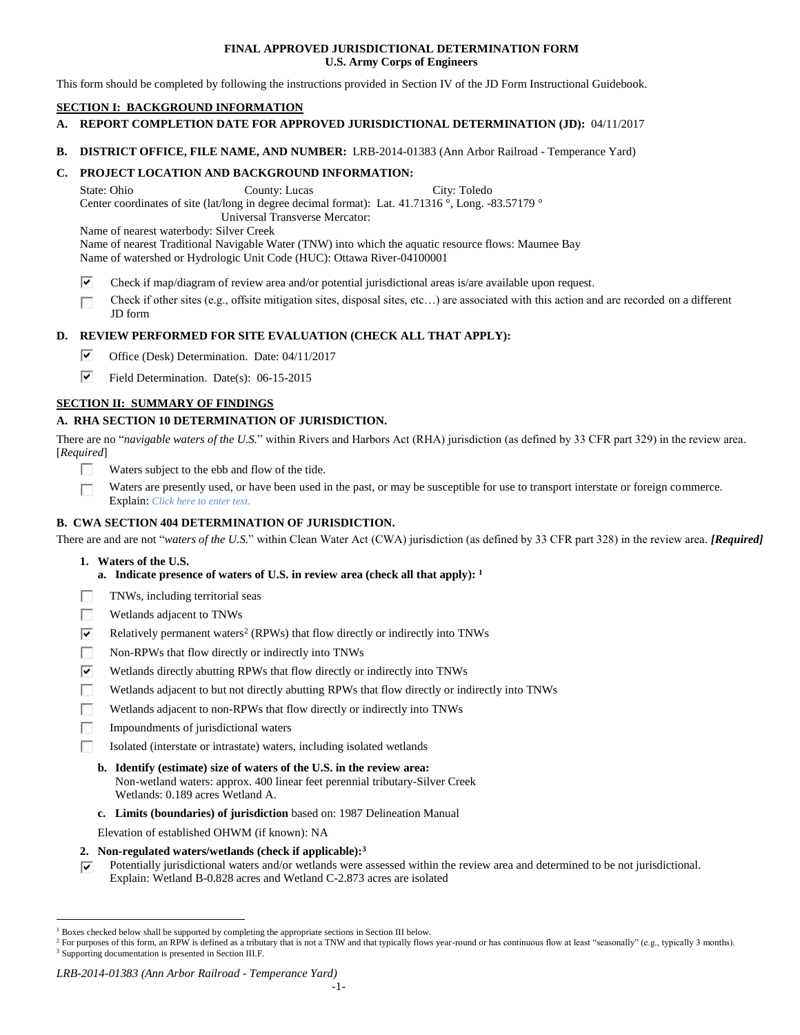**FINAL APPROVED JURISDICTIONAL DETERMINATION FORM**
**U.S. Army Corps of Engineers**

This form should be completed by following the instructions provided in Section IV of the JD Form Instructional Guidebook.

## SECTION I: BACKGROUND INFORMATION

**A. REPORT COMPLETION DATE FOR APPROVED JURISDICTIONAL DETERMINATION (JD):** 04/11/2017

**B. DISTRICT OFFICE, FILE NAME, AND NUMBER:** LRB-2014-01383 (Ann Arbor Railroad - Temperance Yard)

**C. PROJECT LOCATION AND BACKGROUND INFORMATION:**

State: Ohio County: Lucas City: Toledo
Center coordinates of site (lat/long in degree decimal format): Lat. 41.71316 °, Long. -83.57179 °
Universal Transverse Mercator:
Name of nearest waterbody: Silver Creek
Name of nearest Traditional Navigable Water (TNW) into which the aquatic resource flows: Maumee Bay
Name of watershed or Hydrologic Unit Code (HUC): Ottawa River-04100001

- ☑ Check if map/diagram of review area and/or potential jurisdictional areas is/are available upon request.
- ☐ Check if other sites (e.g., offsite mitigation sites, disposal sites, etc…) are associated with this action and are recorded on a different JD form

**D. REVIEW PERFORMED FOR SITE EVALUATION (CHECK ALL THAT APPLY):**

- ☑ Office (Desk) Determination. Date: 04/11/2017
- ☑ Field Determination. Date(s): 06-15-2015

## SECTION II: SUMMARY OF FINDINGS

**A. RHA SECTION 10 DETERMINATION OF JURISDICTION.**

There are no "*navigable waters of the U.S.*" within Rivers and Harbors Act (RHA) jurisdiction (as defined by 33 CFR part 329) in the review area. [*Required*]

- ☐ Waters subject to the ebb and flow of the tide.
- ☐ Waters are presently used, or have been used in the past, or may be susceptible for use to transport interstate or foreign commerce. Explain: *Click here to enter text.*

**B. CWA SECTION 404 DETERMINATION OF JURISDICTION.**

There are and are not "*waters of the U.S.*" within Clean Water Act (CWA) jurisdiction (as defined by 33 CFR part 328) in the review area. ***[Required]***

**1. Waters of the U.S.**

**a. Indicate presence of waters of U.S. in review area (check all that apply):** [1]

- ☐ TNWs, including territorial seas
- ☐ Wetlands adjacent to TNWs
- ☑ Relatively permanent waters[2] (RPWs) that flow directly or indirectly into TNWs
- ☐ Non-RPWs that flow directly or indirectly into TNWs
- ☑ Wetlands directly abutting RPWs that flow directly or indirectly into TNWs
- ☐ Wetlands adjacent to but not directly abutting RPWs that flow directly or indirectly into TNWs
- ☐ Wetlands adjacent to non-RPWs that flow directly or indirectly into TNWs
- ☐ Impoundments of jurisdictional waters
- ☐ Isolated (interstate or intrastate) waters, including isolated wetlands

**b. Identify (estimate) size of waters of the U.S. in the review area:**
Non-wetland waters: approx. 400 linear feet perennial tributary-Silver Creek
Wetlands: 0.189 acres Wetland A.

**c. Limits (boundaries) of jurisdiction** based on: 1987 Delineation Manual

Elevation of established OHWM (if known): NA

**2. Non-regulated waters/wetlands (check if applicable):**[3]

- ☑ Potentially jurisdictional waters and/or wetlands were assessed within the review area and determined to be not jurisdictional. Explain: Wetland B-0.828 acres and Wetland C-2.873 acres are isolated

---

[1] Boxes checked below shall be supported by completing the appropriate sections in Section III below.
[2] For purposes of this form, an RPW is defined as a tributary that is not a TNW and that typically flows year-round or has continuous flow at least "seasonally" (e.g., typically 3 months).
[3] Supporting documentation is presented in Section III.F.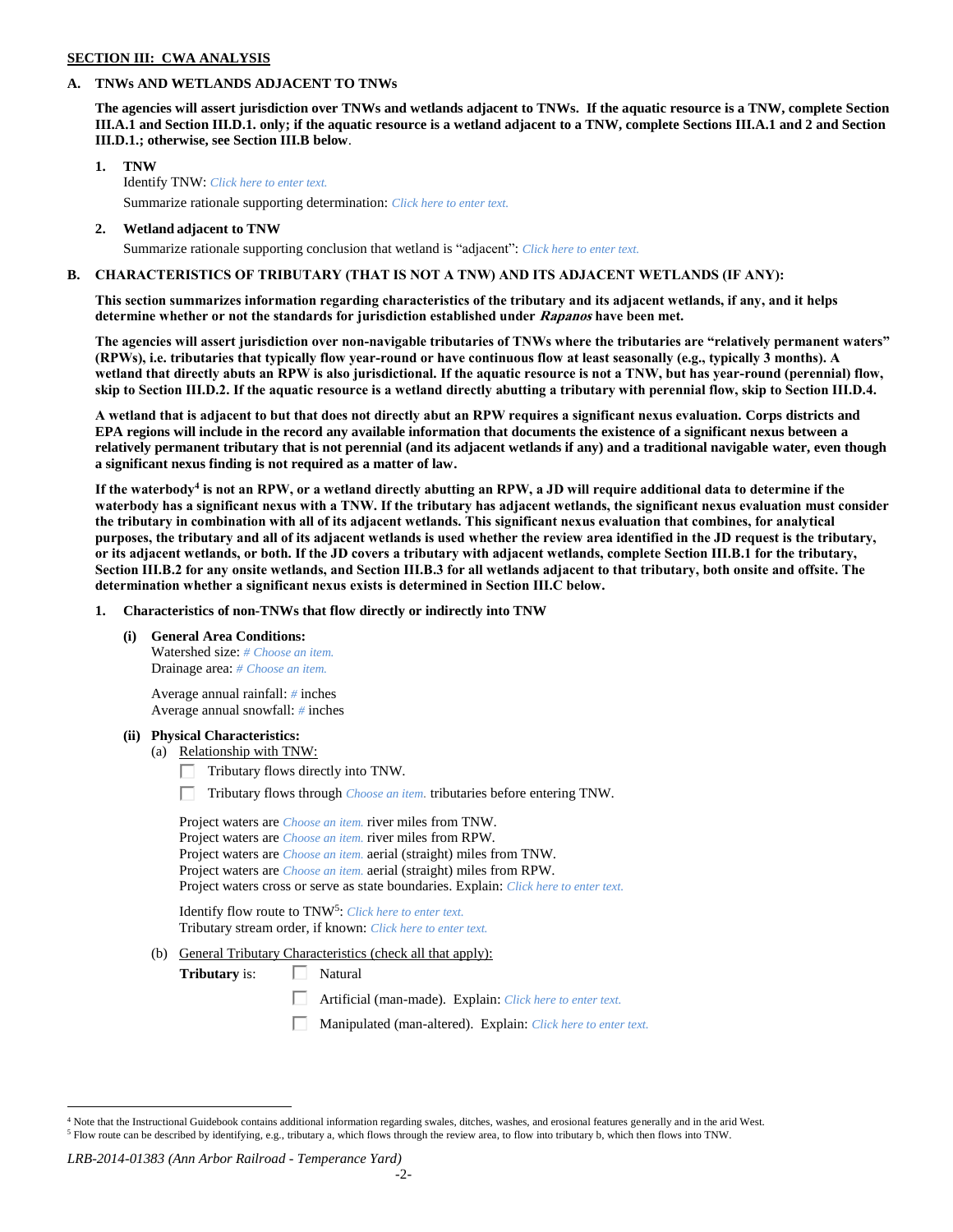**SECTION III: CWA ANALYSIS**

**A. TNWs AND WETLANDS ADJACENT TO TNWs**

**The agencies will assert jurisdiction over TNWs and wetlands adjacent to TNWs. If the aquatic resource is a TNW, complete Section III.A.1 and Section III.D.1. only; if the aquatic resource is a wetland adjacent to a TNW, complete Sections III.A.1 and 2 and Section III.D.1.; otherwise, see Section III.B below**.

**1. TNW**

Identify TNW: *Click here to enter text.*

Summarize rationale supporting determination: *Click here to enter text.*

**2. Wetland adjacent to TNW**

Summarize rationale supporting conclusion that wetland is "adjacent": *Click here to enter text.*

**B. CHARACTERISTICS OF TRIBUTARY (THAT IS NOT A TNW) AND ITS ADJACENT WETLANDS (IF ANY):**

**This section summarizes information regarding characteristics of the tributary and its adjacent wetlands, if any, and it helps determine whether or not the standards for jurisdiction established under *Rapanos* have been met.**

**The agencies will assert jurisdiction over non-navigable tributaries of TNWs where the tributaries are "relatively permanent waters" (RPWs), i.e. tributaries that typically flow year-round or have continuous flow at least seasonally (e.g., typically 3 months). A wetland that directly abuts an RPW is also jurisdictional. If the aquatic resource is not a TNW, but has year-round (perennial) flow, skip to Section III.D.2. If the aquatic resource is a wetland directly abutting a tributary with perennial flow, skip to Section III.D.4.**

**A wetland that is adjacent to but that does not directly abut an RPW requires a significant nexus evaluation. Corps districts and EPA regions will include in the record any available information that documents the existence of a significant nexus between a relatively permanent tributary that is not perennial (and its adjacent wetlands if any) and a traditional navigable water, even though a significant nexus finding is not required as a matter of law.**

**If the waterbody[4] is not an RPW, or a wetland directly abutting an RPW, a JD will require additional data to determine if the waterbody has a significant nexus with a TNW. If the tributary has adjacent wetlands, the significant nexus evaluation must consider the tributary in combination with all of its adjacent wetlands. This significant nexus evaluation that combines, for analytical purposes, the tributary and all of its adjacent wetlands is used whether the review area identified in the JD request is the tributary, or its adjacent wetlands, or both. If the JD covers a tributary with adjacent wetlands, complete Section III.B.1 for the tributary, Section III.B.2 for any onsite wetlands, and Section III.B.3 for all wetlands adjacent to that tributary, both onsite and offsite. The determination whether a significant nexus exists is determined in Section III.C below.**

**1. Characteristics of non-TNWs that flow directly or indirectly into TNW**

**(i) General Area Conditions:**

Watershed size: *# Choose an item.*
Drainage area: *# Choose an item.*

Average annual rainfall: *#* inches
Average annual snowfall: *#* inches

**(ii) Physical Characteristics:**

(a) Relationship with TNW:

☐ Tributary flows directly into TNW.

☐ Tributary flows through *Choose an item.* tributaries before entering TNW.

Project waters are *Choose an item.* river miles from TNW.
Project waters are *Choose an item.* river miles from RPW.
Project waters are *Choose an item.* aerial (straight) miles from TNW.
Project waters are *Choose an item.* aerial (straight) miles from RPW.
Project waters cross or serve as state boundaries. Explain: *Click here to enter text.*

Identify flow route to TNW[5]: *Click here to enter text.*
Tributary stream order, if known: *Click here to enter text.*

(b) General Tributary Characteristics (check all that apply):

**Tributary** is:

☐ Natural

☐ Artificial (man-made). Explain: *Click here to enter text.*

☐ Manipulated (man-altered). Explain: *Click here to enter text.*

---

[4] Note that the Instructional Guidebook contains additional information regarding swales, ditches, washes, and erosional features generally and in the arid West.

[5] Flow route can be described by identifying, e.g., tributary a, which flows through the review area, to flow into tributary b, which then flows into TNW.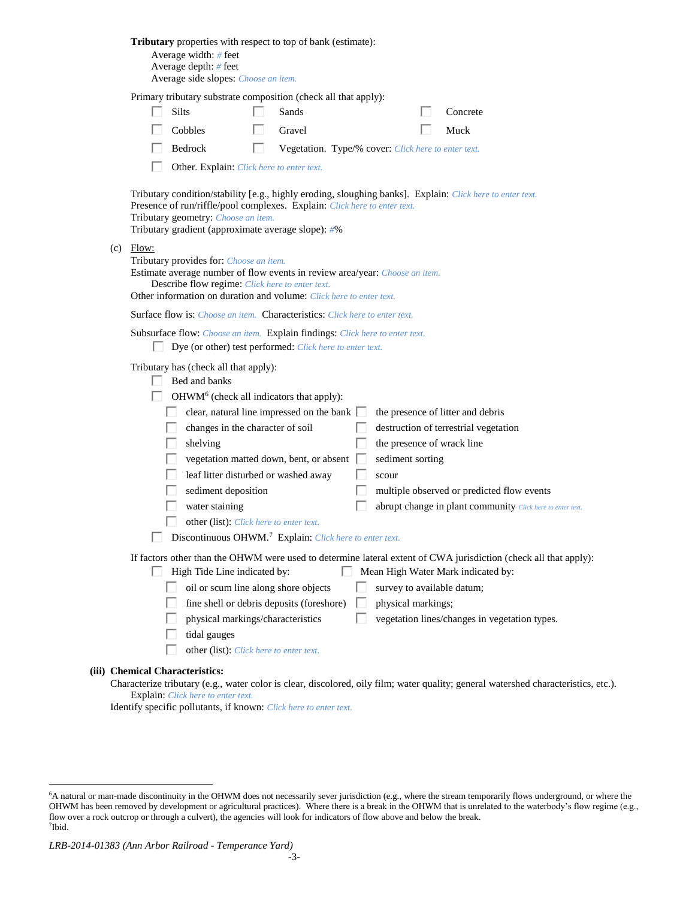**Tributary** properties with respect to top of bank (estimate):

Average width: # feet
Average depth: # feet
Average side slopes: Choose an item.

Primary tributary substrate composition (check all that apply):

- ☐ Silts
- ☐ Sands
- ☐ Concrete
- ☐ Cobbles
- ☐ Gravel
- ☐ Muck
- ☐ Bedrock
- ☐ Vegetation. Type/% cover: Click here to enter text.
- ☐ Other. Explain: Click here to enter text.

Tributary condition/stability [e.g., highly eroding, sloughing banks]. Explain: Click here to enter text.
Presence of run/riffle/pool complexes. Explain: Click here to enter text.
Tributary geometry: Choose an item.
Tributary gradient (approximate average slope): #%

(c) Flow:

Tributary provides for: Choose an item.
Estimate average number of flow events in review area/year: Choose an item.
Describe flow regime: Click here to enter text.
Other information on duration and volume: Click here to enter text.

Surface flow is: Choose an item. Characteristics: Click here to enter text.

Subsurface flow: Choose an item. Explain findings: Click here to enter text.

- ☐ Dye (or other) test performed: Click here to enter text.

Tributary has (check all that apply):

- ☐ Bed and banks
- ☐ OHWM[6] (check all indicators that apply):
  - ☐ clear, natural line impressed on the bank
  - ☐ changes in the character of soil
  - ☐ shelving
  - ☐ vegetation matted down, bent, or absent
  - ☐ leaf litter disturbed or washed away
  - ☐ sediment deposition
  - ☐ water staining
  - ☐ other (list): Click here to enter text.
  - ☐ the presence of litter and debris
  - ☐ destruction of terrestrial vegetation
  - ☐ the presence of wrack line
  - ☐ sediment sorting
  - ☐ scour
  - ☐ multiple observed or predicted flow events
  - ☐ abrupt change in plant community Click here to enter text.
- ☐ Discontinuous OHWM.[7] Explain: Click here to enter text.

If factors other than the OHWM were used to determine lateral extent of CWA jurisdiction (check all that apply):

- ☐ High Tide Line indicated by:
  - ☐ oil or scum line along shore objects
  - ☐ fine shell or debris deposits (foreshore)
  - ☐ physical markings/characteristics
  - ☐ tidal gauges
  - ☐ other (list): Click here to enter text.
- ☐ Mean High Water Mark indicated by:
  - ☐ survey to available datum;
  - ☐ physical markings;
  - ☐ vegetation lines/changes in vegetation types.

**(iii) Chemical Characteristics:**

Characterize tributary (e.g., water color is clear, discolored, oily film; water quality; general watershed characteristics, etc.).
Explain: Click here to enter text.
Identify specific pollutants, if known: Click here to enter text.

---

[6] A natural or man-made discontinuity in the OHWM does not necessarily sever jurisdiction (e.g., where the stream temporarily flows underground, or where the OHWM has been removed by development or agricultural practices). Where there is a break in the OHWM that is unrelated to the waterbody's flow regime (e.g., flow over a rock outcrop or through a culvert), the agencies will look for indicators of flow above and below the break.
[7] Ibid.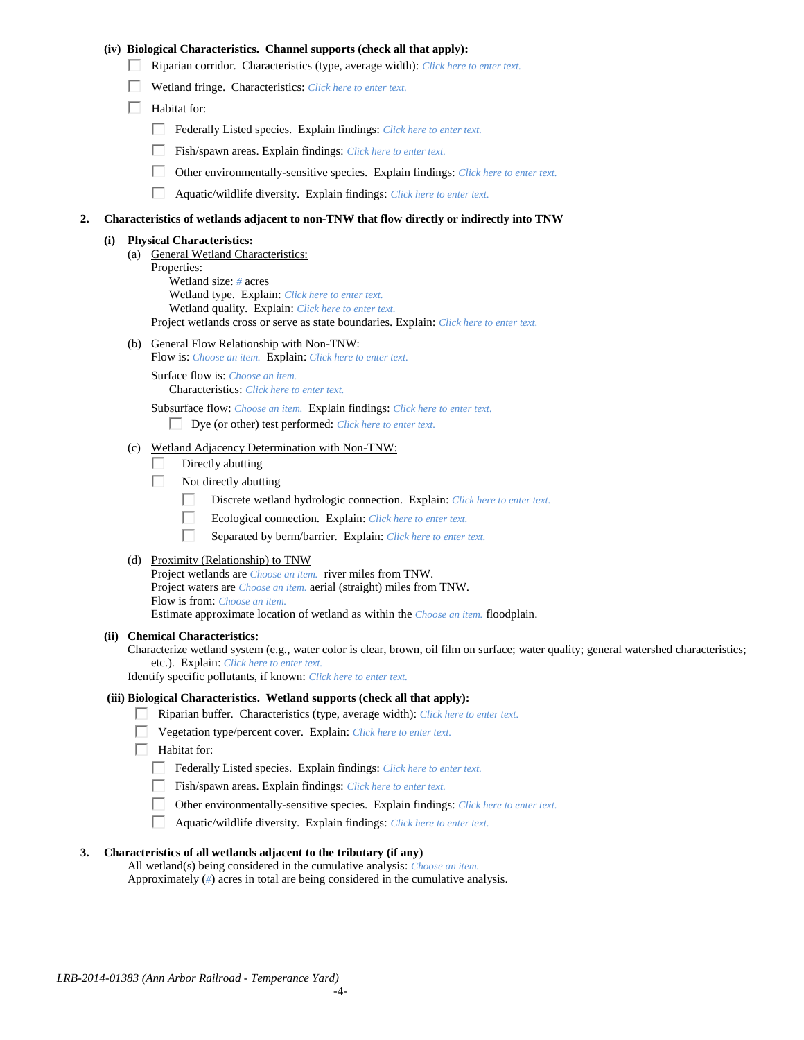**(iv) Biological Characteristics. Channel supports (check all that apply):**

- ☐ Riparian corridor. Characteristics (type, average width): *Click here to enter text.*
- ☐ Wetland fringe. Characteristics: *Click here to enter text.*
- ☐ Habitat for:
  - ☐ Federally Listed species. Explain findings: *Click here to enter text.*
  - ☐ Fish/spawn areas. Explain findings: *Click here to enter text.*
  - ☐ Other environmentally-sensitive species. Explain findings: *Click here to enter text.*
  - ☐ Aquatic/wildlife diversity. Explain findings: *Click here to enter text.*

**2. Characteristics of wetlands adjacent to non-TNW that flow directly or indirectly into TNW**

**(i) Physical Characteristics:**

(a) General Wetland Characteristics:
Properties:
Wetland size: *#* acres
Wetland type. Explain: *Click here to enter text.*
Wetland quality. Explain: *Click here to enter text.*
Project wetlands cross or serve as state boundaries. Explain: *Click here to enter text.*

(b) General Flow Relationship with Non-TNW:
Flow is: *Choose an item.* Explain: *Click here to enter text.*

Surface flow is: *Choose an item.*
Characteristics: *Click here to enter text.*

Subsurface flow: *Choose an item.* Explain findings: *Click here to enter text.*
☐ Dye (or other) test performed: *Click here to enter text.*

(c) Wetland Adjacency Determination with Non-TNW:
- ☐ Directly abutting
- ☐ Not directly abutting
  - ☐ Discrete wetland hydrologic connection. Explain: *Click here to enter text.*
  - ☐ Ecological connection. Explain: *Click here to enter text.*
  - ☐ Separated by berm/barrier. Explain: *Click here to enter text.*

(d) Proximity (Relationship) to TNW
Project wetlands are *Choose an item.* river miles from TNW.
Project waters are *Choose an item.* aerial (straight) miles from TNW.
Flow is from: *Choose an item.*
Estimate approximate location of wetland as within the *Choose an item.* floodplain.

**(ii) Chemical Characteristics:**
Characterize wetland system (e.g., water color is clear, brown, oil film on surface; water quality; general watershed characteristics; etc.). Explain: *Click here to enter text.*
Identify specific pollutants, if known: *Click here to enter text.*

**(iii) Biological Characteristics. Wetland supports (check all that apply):**

- ☐ Riparian buffer. Characteristics (type, average width): *Click here to enter text.*
- ☐ Vegetation type/percent cover. Explain: *Click here to enter text.*
- ☐ Habitat for:
  - ☐ Federally Listed species. Explain findings: *Click here to enter text.*
  - ☐ Fish/spawn areas. Explain findings: *Click here to enter text.*
  - ☐ Other environmentally-sensitive species. Explain findings: *Click here to enter text.*
  - ☐ Aquatic/wildlife diversity. Explain findings: *Click here to enter text.*

**3. Characteristics of all wetlands adjacent to the tributary (if any)**
All wetland(s) being considered in the cumulative analysis: *Choose an item.*
Approximately (*#*) acres in total are being considered in the cumulative analysis.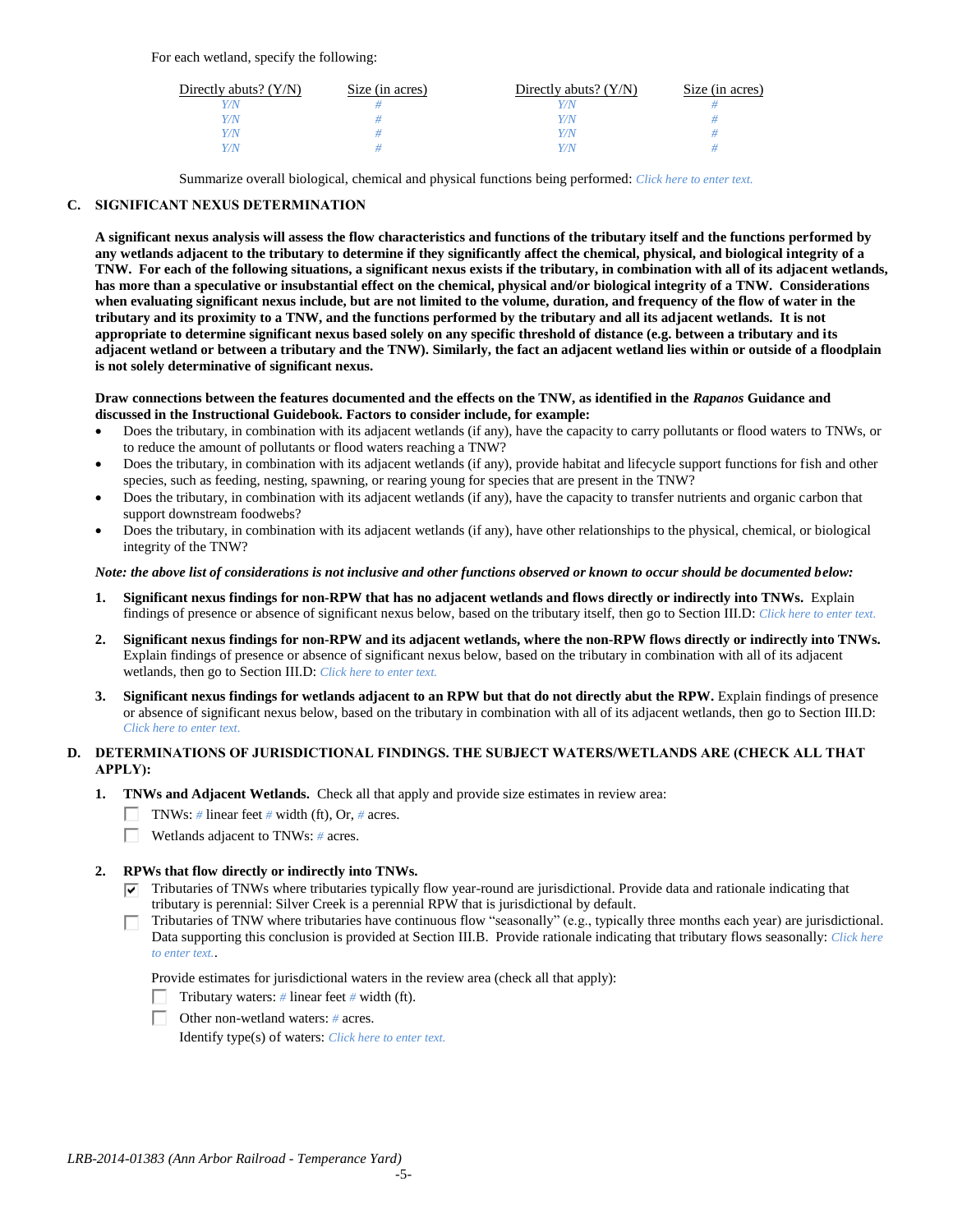For each wetland, specify the following:

| Directly abuts? (Y/N) | Size (in acres) | Directly abuts? (Y/N) | Size (in acres) |
|---|---|---|---|
| Y/N | # | Y/N | # |
| Y/N | # | Y/N | # |
| Y/N | # | Y/N | # |
| Y/N | # | Y/N | # |

Summarize overall biological, chemical and physical functions being performed: *Click here to enter text.*

## C. SIGNIFICANT NEXUS DETERMINATION

**A significant nexus analysis will assess the flow characteristics and functions of the tributary itself and the functions performed by any wetlands adjacent to the tributary to determine if they significantly affect the chemical, physical, and biological integrity of a TNW. For each of the following situations, a significant nexus exists if the tributary, in combination with all of its adjacent wetlands, has more than a speculative or insubstantial effect on the chemical, physical and/or biological integrity of a TNW. Considerations when evaluating significant nexus include, but are not limited to the volume, duration, and frequency of the flow of water in the tributary and its proximity to a TNW, and the functions performed by the tributary and all its adjacent wetlands. It is not appropriate to determine significant nexus based solely on any specific threshold of distance (e.g. between a tributary and its adjacent wetland or between a tributary and the TNW). Similarly, the fact an adjacent wetland lies within or outside of a floodplain is not solely determinative of significant nexus.**

**Draw connections between the features documented and the effects on the TNW, as identified in the *Rapanos* Guidance and discussed in the Instructional Guidebook. Factors to consider include, for example:**

- Does the tributary, in combination with its adjacent wetlands (if any), have the capacity to carry pollutants or flood waters to TNWs, or to reduce the amount of pollutants or flood waters reaching a TNW?
- Does the tributary, in combination with its adjacent wetlands (if any), provide habitat and lifecycle support functions for fish and other species, such as feeding, nesting, spawning, or rearing young for species that are present in the TNW?
- Does the tributary, in combination with its adjacent wetlands (if any), have the capacity to transfer nutrients and organic carbon that support downstream foodwebs?
- Does the tributary, in combination with its adjacent wetlands (if any), have other relationships to the physical, chemical, or biological integrity of the TNW?

***Note: the above list of considerations is not inclusive and other functions observed or known to occur should be documented below:***

1. **Significant nexus findings for non-RPW that has no adjacent wetlands and flows directly or indirectly into TNWs.** Explain findings of presence or absence of significant nexus below, based on the tributary itself, then go to Section III.D: *Click here to enter text.*

2. **Significant nexus findings for non-RPW and its adjacent wetlands, where the non-RPW flows directly or indirectly into TNWs.** Explain findings of presence or absence of significant nexus below, based on the tributary in combination with all of its adjacent wetlands, then go to Section III.D: *Click here to enter text.*

3. **Significant nexus findings for wetlands adjacent to an RPW but that do not directly abut the RPW.** Explain findings of presence or absence of significant nexus below, based on the tributary in combination with all of its adjacent wetlands, then go to Section III.D: *Click here to enter text.*

## D. DETERMINATIONS OF JURISDICTIONAL FINDINGS. THE SUBJECT WATERS/WETLANDS ARE (CHECK ALL THAT APPLY):

1. **TNWs and Adjacent Wetlands.** Check all that apply and provide size estimates in review area:
   - ☐ TNWs: # linear feet # width (ft), Or, # acres.
   - ☐ Wetlands adjacent to TNWs: # acres.

2. **RPWs that flow directly or indirectly into TNWs.**
   - ☑ Tributaries of TNWs where tributaries typically flow year-round are jurisdictional. Provide data and rationale indicating that tributary is perennial: Silver Creek is a perennial RPW that is jurisdictional by default.
   - ☐ Tributaries of TNW where tributaries have continuous flow "seasonally" (e.g., typically three months each year) are jurisdictional. Data supporting this conclusion is provided at Section III.B. Provide rationale indicating that tributary flows seasonally: *Click here to enter text.*.

   Provide estimates for jurisdictional waters in the review area (check all that apply):
   - ☐ Tributary waters: # linear feet # width (ft).
   - ☐ Other non-wetland waters: # acres.
     Identify type(s) of waters: *Click here to enter text.*

*LRB-2014-01383 (Ann Arbor Railroad - Temperance Yard)*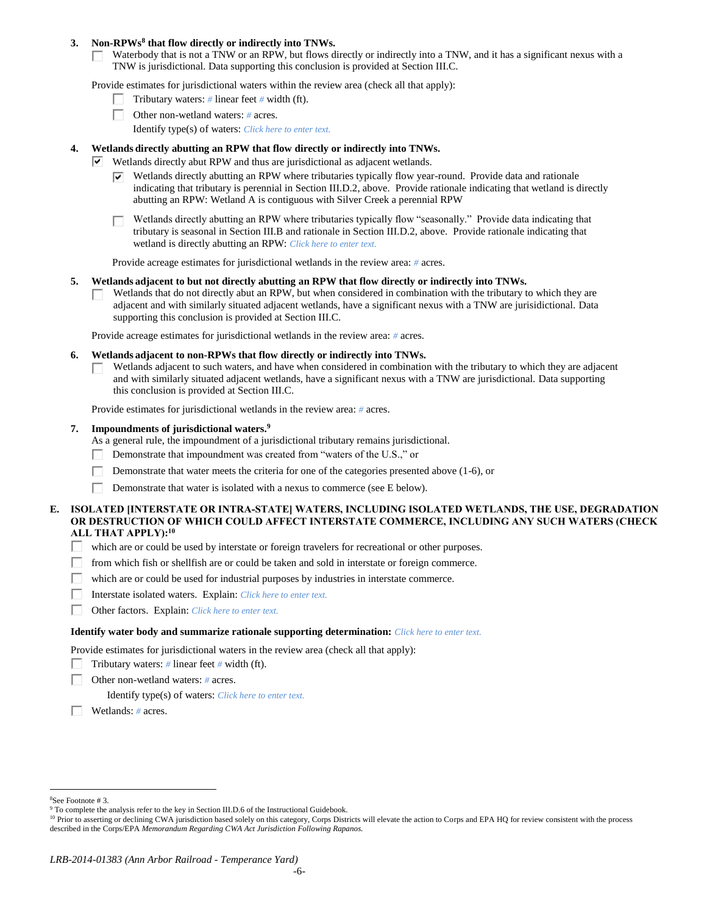3. **Non-RPWs[8] that flow directly or indirectly into TNWs.**
   - ☐ Waterbody that is not a TNW or an RPW, but flows directly or indirectly into a TNW, and it has a significant nexus with a TNW is jurisdictional. Data supporting this conclusion is provided at Section III.C.

   Provide estimates for jurisdictional waters within the review area (check all that apply):
   - ☐ Tributary waters: # linear feet # width (ft).
   - ☐ Other non-wetland waters: # acres.

     Identify type(s) of waters: *Click here to enter text.*

4. **Wetlands directly abutting an RPW that flow directly or indirectly into TNWs.**
   - ☑ Wetlands directly abut RPW and thus are jurisdictional as adjacent wetlands.
     - ☑ Wetlands directly abutting an RPW where tributaries typically flow year-round. Provide data and rationale indicating that tributary is perennial in Section III.D.2, above. Provide rationale indicating that wetland is directly abutting an RPW: Wetland A is contiguous with Silver Creek a perennial RPW
     - ☐ Wetlands directly abutting an RPW where tributaries typically flow "seasonally." Provide data indicating that tributary is seasonal in Section III.B and rationale in Section III.D.2, above. Provide rationale indicating that wetland is directly abutting an RPW: *Click here to enter text.*

     Provide acreage estimates for jurisdictional wetlands in the review area: # acres.

5. **Wetlands adjacent to but not directly abutting an RPW that flow directly or indirectly into TNWs.**
   - ☐ Wetlands that do not directly abut an RPW, but when considered in combination with the tributary to which they are adjacent and with similarly situated adjacent wetlands, have a significant nexus with a TNW are jurisidictional. Data supporting this conclusion is provided at Section III.C.

   Provide acreage estimates for jurisdictional wetlands in the review area: # acres.

6. **Wetlands adjacent to non-RPWs that flow directly or indirectly into TNWs.**
   - ☐ Wetlands adjacent to such waters, and have when considered in combination with the tributary to which they are adjacent and with similarly situated adjacent wetlands, have a significant nexus with a TNW are jurisdictional. Data supporting this conclusion is provided at Section III.C.

   Provide estimates for jurisdictional wetlands in the review area: # acres.

7. **Impoundments of jurisdictional waters.[9]**

   As a general rule, the impoundment of a jurisdictional tributary remains jurisdictional.
   - ☐ Demonstrate that impoundment was created from "waters of the U.S.," or
   - ☐ Demonstrate that water meets the criteria for one of the categories presented above (1-6), or
   - ☐ Demonstrate that water is isolated with a nexus to commerce (see E below).

**E. ISOLATED [INTERSTATE OR INTRA-STATE] WATERS, INCLUDING ISOLATED WETLANDS, THE USE, DEGRADATION OR DESTRUCTION OF WHICH COULD AFFECT INTERSTATE COMMERCE, INCLUDING ANY SUCH WATERS (CHECK ALL THAT APPLY):[10]**

- ☐ which are or could be used by interstate or foreign travelers for recreational or other purposes.
- ☐ from which fish or shellfish are or could be taken and sold in interstate or foreign commerce.
- ☐ which are or could be used for industrial purposes by industries in interstate commerce.
- ☐ Interstate isolated waters. Explain: *Click here to enter text.*
- ☐ Other factors. Explain: *Click here to enter text.*

**Identify water body and summarize rationale supporting determination:** *Click here to enter text.*

Provide estimates for jurisdictional waters in the review area (check all that apply):
- ☐ Tributary waters: # linear feet # width (ft).
- ☐ Other non-wetland waters: # acres.

  Identify type(s) of waters: *Click here to enter text.*
- ☐ Wetlands: # acres.

---

[8] See Footnote # 3.

[9] To complete the analysis refer to the key in Section III.D.6 of the Instructional Guidebook.

[10] Prior to asserting or declining CWA jurisdiction based solely on this category, Corps Districts will elevate the action to Corps and EPA HQ for review consistent with the process described in the Corps/EPA *Memorandum Regarding CWA Act Jurisdiction Following Rapanos.*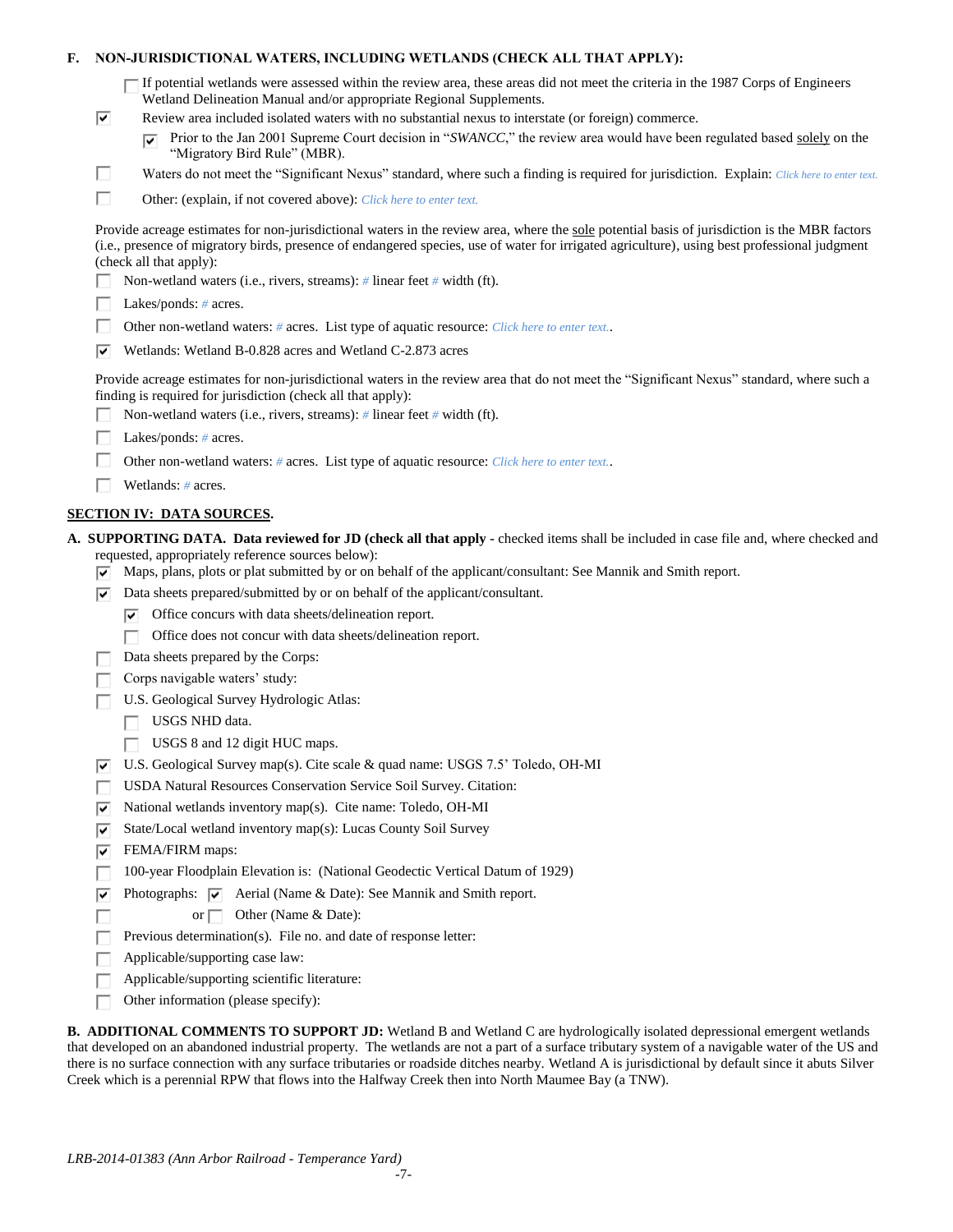**F. NON-JURISDICTIONAL WATERS, INCLUDING WETLANDS (CHECK ALL THAT APPLY):**

- ☐ If potential wetlands were assessed within the review area, these areas did not meet the criteria in the 1987 Corps of Engineers Wetland Delineation Manual and/or appropriate Regional Supplements.
- ☑ Review area included isolated waters with no substantial nexus to interstate (or foreign) commerce.
  - ☑ Prior to the Jan 2001 Supreme Court decision in "*SWANCC*," the review area would have been regulated based solely on the "Migratory Bird Rule" (MBR).
- ☐ Waters do not meet the "Significant Nexus" standard, where such a finding is required for jurisdiction. Explain: *Click here to enter text.*
- ☐ Other: (explain, if not covered above): *Click here to enter text.*

Provide acreage estimates for non-jurisdictional waters in the review area, where the sole potential basis of jurisdiction is the MBR factors (i.e., presence of migratory birds, presence of endangered species, use of water for irrigated agriculture), using best professional judgment (check all that apply):

- ☐ Non-wetland waters (i.e., rivers, streams): # linear feet # width (ft).
- ☐ Lakes/ponds: # acres.
- ☐ Other non-wetland waters: # acres. List type of aquatic resource: *Click here to enter text.*.
- ☑ Wetlands: Wetland B-0.828 acres and Wetland C-2.873 acres

Provide acreage estimates for non-jurisdictional waters in the review area that do not meet the "Significant Nexus" standard, where such a finding is required for jurisdiction (check all that apply):

- ☐ Non-wetland waters (i.e., rivers, streams): # linear feet # width (ft).
- ☐ Lakes/ponds: # acres.
- ☐ Other non-wetland waters: # acres. List type of aquatic resource: *Click here to enter text.*.
- ☐ Wetlands: # acres.

## SECTION IV: DATA SOURCES.

**A. SUPPORTING DATA. Data reviewed for JD (check all that apply** - checked items shall be included in case file and, where checked and requested, appropriately reference sources below):

- ☑ Maps, plans, plots or plat submitted by or on behalf of the applicant/consultant: See Mannik and Smith report.
- ☑ Data sheets prepared/submitted by or on behalf of the applicant/consultant.
  - ☑ Office concurs with data sheets/delineation report.
  - ☐ Office does not concur with data sheets/delineation report.
- ☐ Data sheets prepared by the Corps:
- ☐ Corps navigable waters' study:
- ☐ U.S. Geological Survey Hydrologic Atlas:
  - ☐ USGS NHD data.
  - ☐ USGS 8 and 12 digit HUC maps.
- ☑ U.S. Geological Survey map(s). Cite scale & quad name: USGS 7.5' Toledo, OH-MI
- ☐ USDA Natural Resources Conservation Service Soil Survey. Citation:
- ☑ National wetlands inventory map(s). Cite name: Toledo, OH-MI
- ☑ State/Local wetland inventory map(s): Lucas County Soil Survey
- ☑ FEMA/FIRM maps:
- ☐ 100-year Floodplain Elevation is: (National Geodectic Vertical Datum of 1929)
- ☑ Photographs: ☑ Aerial (Name & Date): See Mannik and Smith report.
- ☐ or ☐ Other (Name & Date):
- ☐ Previous determination(s). File no. and date of response letter:
- ☐ Applicable/supporting case law:
- ☐ Applicable/supporting scientific literature:
- ☐ Other information (please specify):

**B. ADDITIONAL COMMENTS TO SUPPORT JD:** Wetland B and Wetland C are hydrologically isolated depressional emergent wetlands that developed on an abandoned industrial property. The wetlands are not a part of a surface tributary system of a navigable water of the US and there is no surface connection with any surface tributaries or roadside ditches nearby. Wetland A is jurisdictional by default since it abuts Silver Creek which is a perennial RPW that flows into the Halfway Creek then into North Maumee Bay (a TNW).